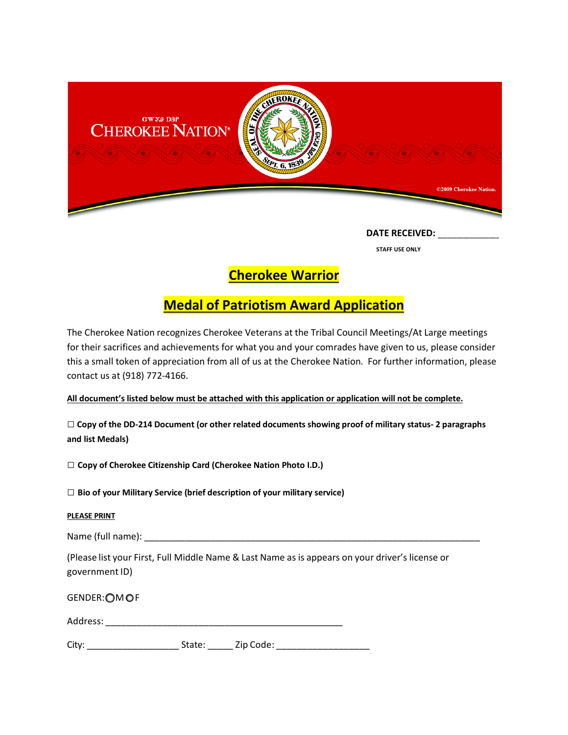DATE RECEIVED: ____________

STAFF USE ONLY

# Cherokee Warrior

# Medal of Patriotism Award Application

The Cherokee Nation recognizes Cherokee Veterans at the Tribal Council Meetings/At Large meetings for their sacrifices and achievements for what you and your comrades have given to us, please consider this a small token of appreciation from all of us at the Cherokee Nation. For further information, please contact us at (918) 772-4166.

**All document's listed below must be attached with this application or application will not be complete.**

☐ **Copy of the DD-214 Document (or other related documents showing proof of military status- 2 paragraphs and list Medals)**

☐ **Copy of Cherokee Citizenship Card (Cherokee Nation Photo I.D.)**

☐ **Bio of your Military Service (brief description of your military service)**

**PLEASE PRINT**

Name (full name): ____________________________________________________________________

(Please list your First, Full Middle Name & Last Name as is appears on your driver's license or government ID)

GENDER: ○ M ○ F

Address: ____________________________________________

City: _________________ State: _____ Zip Code: _________________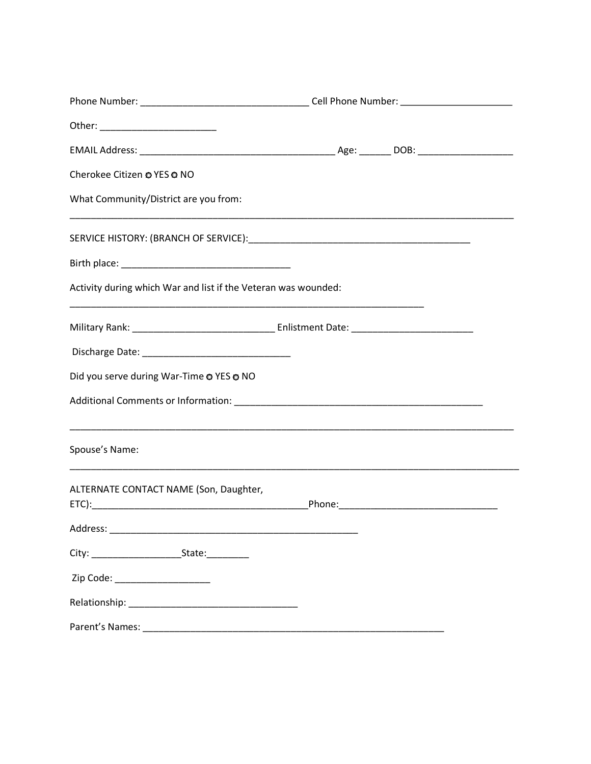Phone Number: ________________________________ Cell Phone Number: _____________________

Other: ______________________

EMAIL Address: _____________________________________ Age: ______ DOB: __________________

Cherokee Citizen ○ YES ○ NO

What Community/District are you from:

______________________________________________________________________________________

SERVICE HISTORY: (BRANCH OF SERVICE):__________________________________________

Birth place: _______________________________

Activity during which War and list if the Veteran was wounded:

____________________________________________________________________

Military Rank: __________________________ Enlistment Date: _______________________

Discharge Date: ____________________________

Did you serve during War-Time ○ YES ○ NO

Additional Comments or Information: _______________________________________________

______________________________________________________________________________________

Spouse's Name:

______________________________________________________________________________________

ALTERNATE CONTACT NAME (Son, Daughter, ETC):_______________________________________Phone:______________________________

Address: _______________________________________________

City: _________________State:________

Zip Code: __________________

Relationship: ________________________________

Parent's Names: __________________________________________________________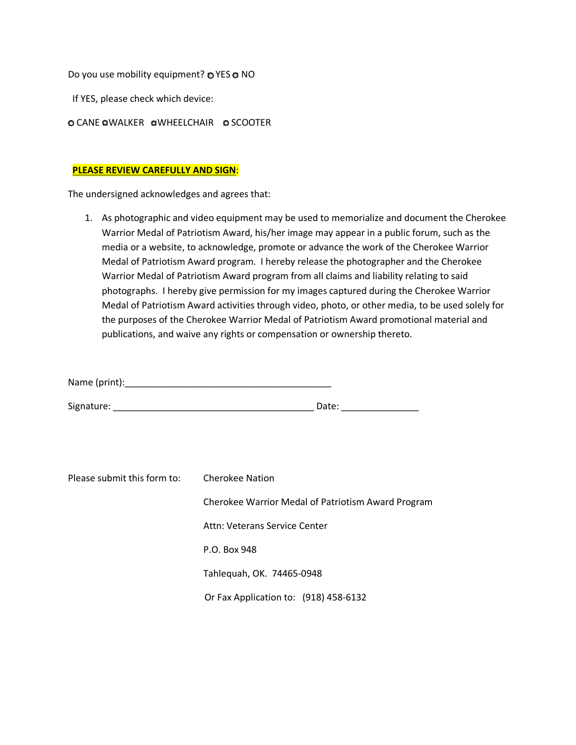Do you use mobility equipment? ◯ YES ◯ NO

If YES, please check which device:

◯ CANE ◯ WALKER ◯ WHEELCHAIR ◯ SCOOTER

**PLEASE REVIEW CAREFULLY AND SIGN**:

The undersigned acknowledges and agrees that:

1. As photographic and video equipment may be used to memorialize and document the Cherokee Warrior Medal of Patriotism Award, his/her image may appear in a public forum, such as the media or a website, to acknowledge, promote or advance the work of the Cherokee Warrior Medal of Patriotism Award program. I hereby release the photographer and the Cherokee Warrior Medal of Patriotism Award program from all claims and liability relating to said photographs. I hereby give permission for my images captured during the Cherokee Warrior Medal of Patriotism Award activities through video, photo, or other media, to be used solely for the purposes of the Cherokee Warrior Medal of Patriotism Award promotional material and publications, and waive any rights or compensation or ownership thereto.

Name (print):________________________________________

Signature: _______________________________________ Date: _______________

Please submit this form to:

Cherokee Nation

Cherokee Warrior Medal of Patriotism Award Program

Attn: Veterans Service Center

P.O. Box 948

Tahlequah, OK. 74465-0948

Or Fax Application to: (918) 458-6132